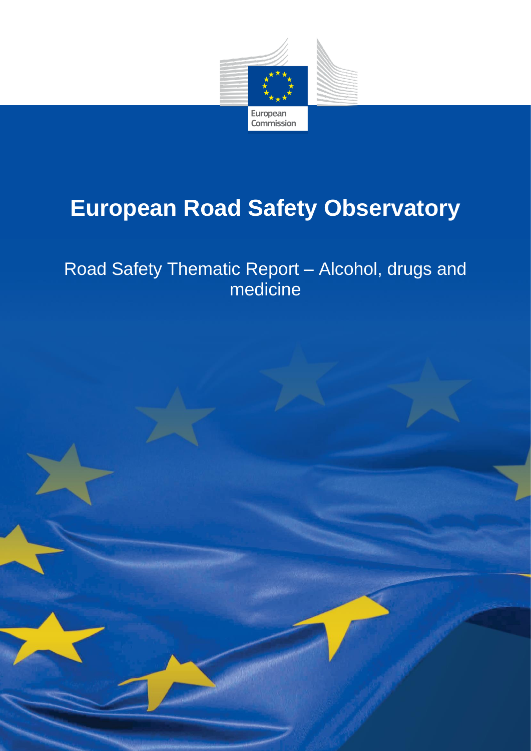European Commission

# European Road Safety Observatory

Road Safety Thematic Report – Alcohol, drugs and medicine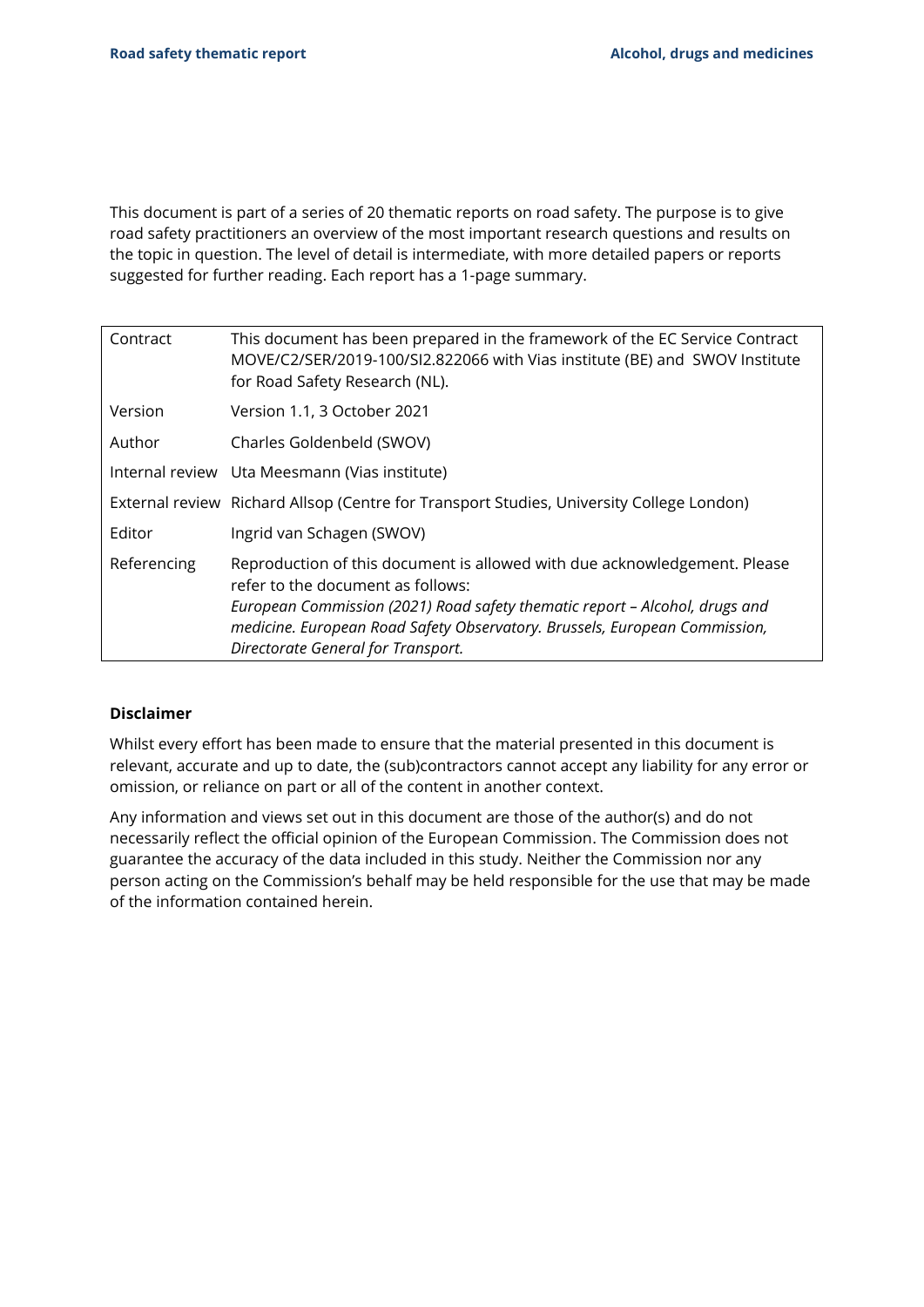This document is part of a series of 20 thematic reports on road safety. The purpose is to give road safety practitioners an overview of the most important research questions and results on the topic in question. The level of detail is intermediate, with more detailed papers or reports suggested for further reading. Each report has a 1-page summary.

| | |
|---|---|
| Contract | This document has been prepared in the framework of the EC Service Contract MOVE/C2/SER/2019-100/SI2.822066 with Vias institute (BE) and SWOV Institute for Road Safety Research (NL). |
| Version | Version 1.1, 3 October 2021 |
| Author | Charles Goldenbeld (SWOV) |
| Internal review | Uta Meesmann (Vias institute) |
| External review | Richard Allsop (Centre for Transport Studies, University College London) |
| Editor | Ingrid van Schagen (SWOV) |
| Referencing | Reproduction of this document is allowed with due acknowledgement. Please refer to the document as follows: *European Commission (2021) Road safety thematic report – Alcohol, drugs and medicine. European Road Safety Observatory. Brussels, European Commission, Directorate General for Transport.* |

**Disclaimer**

Whilst every effort has been made to ensure that the material presented in this document is relevant, accurate and up to date, the (sub)contractors cannot accept any liability for any error or omission, or reliance on part or all of the content in another context.

Any information and views set out in this document are those of the author(s) and do not necessarily reflect the official opinion of the European Commission. The Commission does not guarantee the accuracy of the data included in this study. Neither the Commission nor any person acting on the Commission's behalf may be held responsible for the use that may be made of the information contained herein.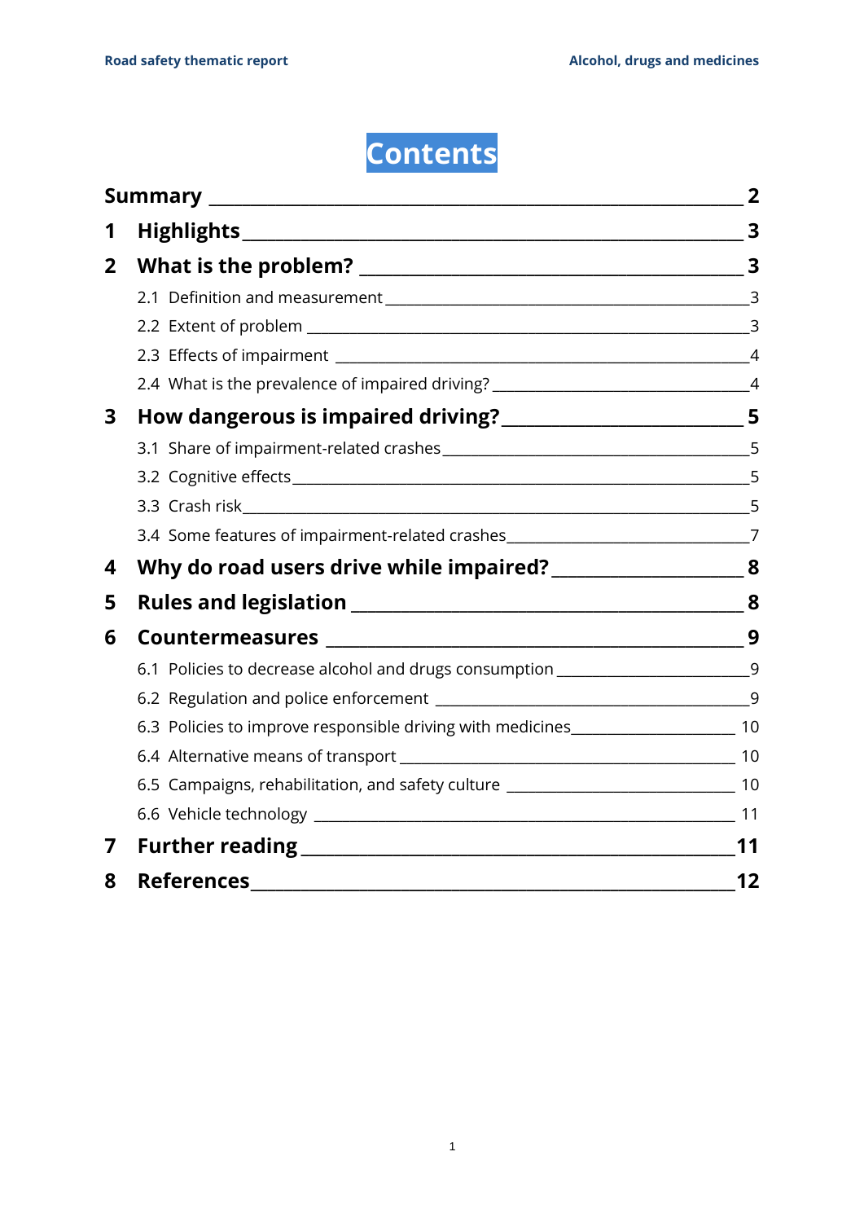# Contents

| | | |
|---|---|---|
| **Summary** | | **2** |
| **1** | **Highlights** | **3** |
| **2** | **What is the problem?** | **3** |
| | 2.1 Definition and measurement | 3 |
| | 2.2 Extent of problem | 3 |
| | 2.3 Effects of impairment | 4 |
| | 2.4 What is the prevalence of impaired driving? | 4 |
| **3** | **How dangerous is impaired driving?** | **5** |
| | 3.1 Share of impairment-related crashes | 5 |
| | 3.2 Cognitive effects | 5 |
| | 3.3 Crash risk | 5 |
| | 3.4 Some features of impairment-related crashes | 7 |
| **4** | **Why do road users drive while impaired?** | **8** |
| **5** | **Rules and legislation** | **8** |
| **6** | **Countermeasures** | **9** |
| | 6.1 Policies to decrease alcohol and drugs consumption | 9 |
| | 6.2 Regulation and police enforcement | 9 |
| | 6.3 Policies to improve responsible driving with medicines | 10 |
| | 6.4 Alternative means of transport | 10 |
| | 6.5 Campaigns, rehabilitation, and safety culture | 10 |
| | 6.6 Vehicle technology | 11 |
| **7** | **Further reading** | **11** |
| **8** | **References** | **12** |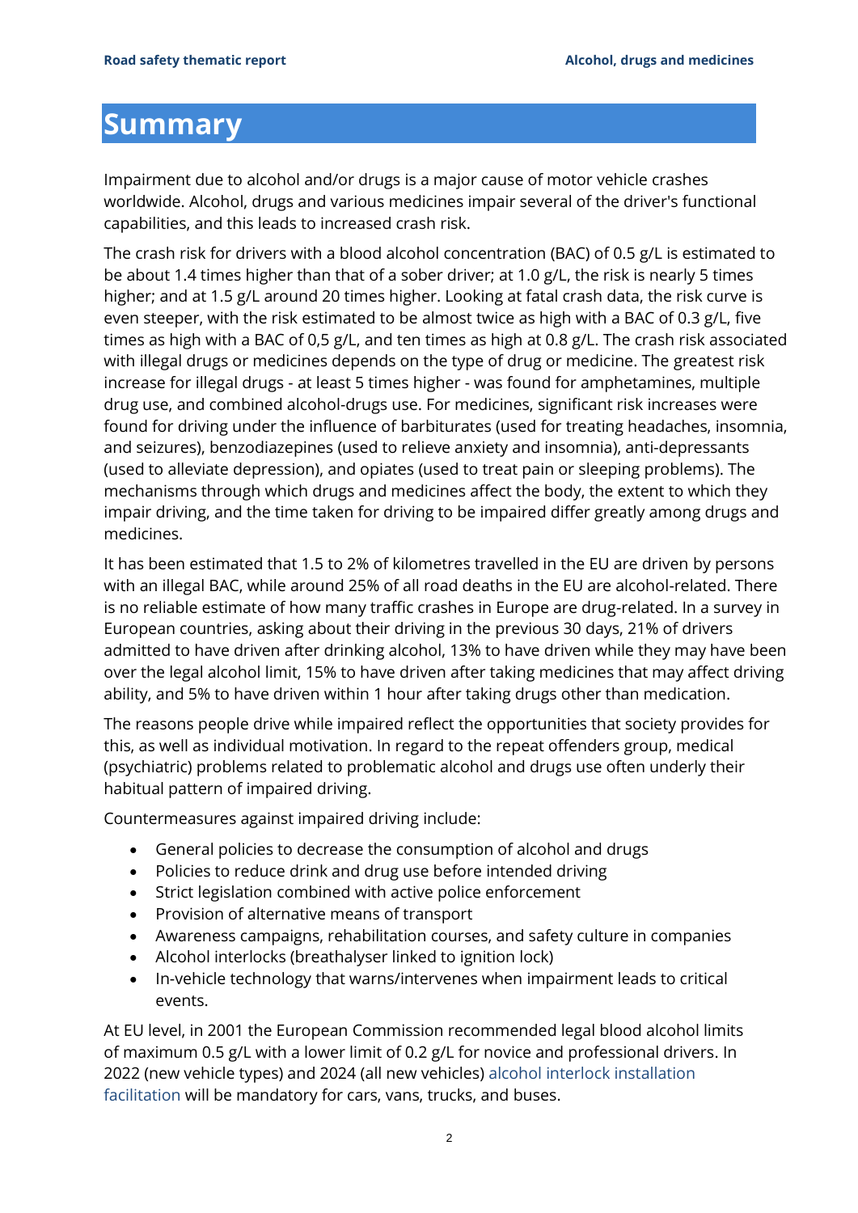# Summary

Impairment due to alcohol and/or drugs is a major cause of motor vehicle crashes worldwide. Alcohol, drugs and various medicines impair several of the driver's functional capabilities, and this leads to increased crash risk.

The crash risk for drivers with a blood alcohol concentration (BAC) of 0.5 g/L is estimated to be about 1.4 times higher than that of a sober driver; at 1.0 g/L, the risk is nearly 5 times higher; and at 1.5 g/L around 20 times higher. Looking at fatal crash data, the risk curve is even steeper, with the risk estimated to be almost twice as high with a BAC of 0.3 g/L, five times as high with a BAC of 0,5 g/L, and ten times as high at 0.8 g/L. The crash risk associated with illegal drugs or medicines depends on the type of drug or medicine. The greatest risk increase for illegal drugs - at least 5 times higher - was found for amphetamines, multiple drug use, and combined alcohol-drugs use. For medicines, significant risk increases were found for driving under the influence of barbiturates (used for treating headaches, insomnia, and seizures), benzodiazepines (used to relieve anxiety and insomnia), anti-depressants (used to alleviate depression), and opiates (used to treat pain or sleeping problems). The mechanisms through which drugs and medicines affect the body, the extent to which they impair driving, and the time taken for driving to be impaired differ greatly among drugs and medicines.

It has been estimated that 1.5 to 2% of kilometres travelled in the EU are driven by persons with an illegal BAC, while around 25% of all road deaths in the EU are alcohol-related. There is no reliable estimate of how many traffic crashes in Europe are drug-related. In a survey in European countries, asking about their driving in the previous 30 days, 21% of drivers admitted to have driven after drinking alcohol, 13% to have driven while they may have been over the legal alcohol limit, 15% to have driven after taking medicines that may affect driving ability, and 5% to have driven within 1 hour after taking drugs other than medication.

The reasons people drive while impaired reflect the opportunities that society provides for this, as well as individual motivation. In regard to the repeat offenders group, medical (psychiatric) problems related to problematic alcohol and drugs use often underly their habitual pattern of impaired driving.

Countermeasures against impaired driving include:

- General policies to decrease the consumption of alcohol and drugs
- Policies to reduce drink and drug use before intended driving
- Strict legislation combined with active police enforcement
- Provision of alternative means of transport
- Awareness campaigns, rehabilitation courses, and safety culture in companies
- Alcohol interlocks (breathalyser linked to ignition lock)
- In-vehicle technology that warns/intervenes when impairment leads to critical events.

At EU level, in 2001 the European Commission recommended legal blood alcohol limits of maximum 0.5 g/L with a lower limit of 0.2 g/L for novice and professional drivers. In 2022 (new vehicle types) and 2024 (all new vehicles) alcohol interlock installation facilitation will be mandatory for cars, vans, trucks, and buses.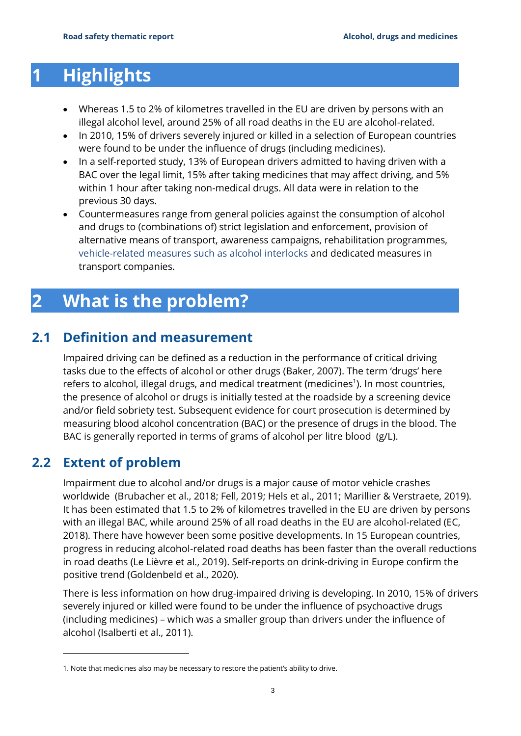# 1 Highlights

- Whereas 1.5 to 2% of kilometres travelled in the EU are driven by persons with an illegal alcohol level, around 25% of all road deaths in the EU are alcohol-related.
- In 2010, 15% of drivers severely injured or killed in a selection of European countries were found to be under the influence of drugs (including medicines).
- In a self-reported study, 13% of European drivers admitted to having driven with a BAC over the legal limit, 15% after taking medicines that may affect driving, and 5% within 1 hour after taking non-medical drugs. All data were in relation to the previous 30 days.
- Countermeasures range from general policies against the consumption of alcohol and drugs to (combinations of) strict legislation and enforcement, provision of alternative means of transport, awareness campaigns, rehabilitation programmes, vehicle-related measures such as alcohol interlocks and dedicated measures in transport companies.

# 2 What is the problem?

## 2.1 Definition and measurement

Impaired driving can be defined as a reduction in the performance of critical driving tasks due to the effects of alcohol or other drugs (Baker, 2007). The term 'drugs' here refers to alcohol, illegal drugs, and medical treatment (medicines[1]). In most countries, the presence of alcohol or drugs is initially tested at the roadside by a screening device and/or field sobriety test. Subsequent evidence for court prosecution is determined by measuring blood alcohol concentration (BAC) or the presence of drugs in the blood. The BAC is generally reported in terms of grams of alcohol per litre blood (g/L).

## 2.2 Extent of problem

Impairment due to alcohol and/or drugs is a major cause of motor vehicle crashes worldwide (Brubacher et al., 2018; Fell, 2019; Hels et al., 2011; Marillier & Verstraete, 2019). It has been estimated that 1.5 to 2% of kilometres travelled in the EU are driven by persons with an illegal BAC, while around 25% of all road deaths in the EU are alcohol-related (EC, 2018). There have however been some positive developments. In 15 European countries, progress in reducing alcohol-related road deaths has been faster than the overall reductions in road deaths (Le Lièvre et al., 2019). Self-reports on drink-driving in Europe confirm the positive trend (Goldenbeld et al., 2020).

There is less information on how drug-impaired driving is developing. In 2010, 15% of drivers severely injured or killed were found to be under the influence of psychoactive drugs (including medicines) – which was a smaller group than drivers under the influence of alcohol (Isalberti et al., 2011).

---

1. Note that medicines also may be necessary to restore the patient's ability to drive.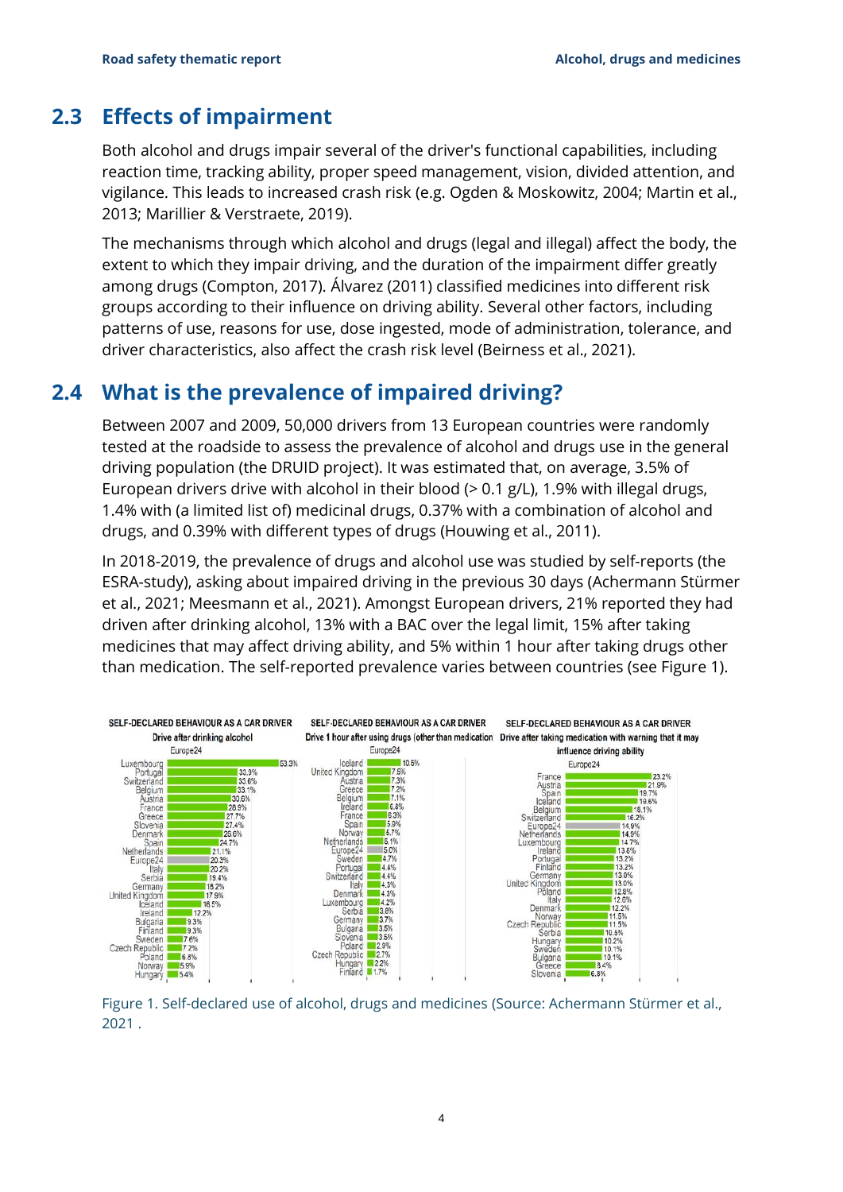## 2.3 Effects of impairment

Both alcohol and drugs impair several of the driver's functional capabilities, including reaction time, tracking ability, proper speed management, vision, divided attention, and vigilance. This leads to increased crash risk (e.g. Ogden & Moskowitz, 2004; Martin et al., 2013; Marillier & Verstraete, 2019).

The mechanisms through which alcohol and drugs (legal and illegal) affect the body, the extent to which they impair driving, and the duration of the impairment differ greatly among drugs (Compton, 2017). Álvarez (2011) classified medicines into different risk groups according to their influence on driving ability. Several other factors, including patterns of use, reasons for use, dose ingested, mode of administration, tolerance, and driver characteristics, also affect the crash risk level (Beirness et al., 2021).

## 2.4 What is the prevalence of impaired driving?

Between 2007 and 2009, 50,000 drivers from 13 European countries were randomly tested at the roadside to assess the prevalence of alcohol and drugs use in the general driving population (the DRUID project). It was estimated that, on average, 3.5% of European drivers drive with alcohol in their blood (> 0.1 g/L), 1.9% with illegal drugs, 1.4% with (a limited list of) medicinal drugs, 0.37% with a combination of alcohol and drugs, and 0.39% with different types of drugs (Houwing et al., 2011).

In 2018-2019, the prevalence of drugs and alcohol use was studied by self-reports (the ESRA-study), asking about impaired driving in the previous 30 days (Achermann Stürmer et al., 2021; Meesmann et al., 2021). Amongst European drivers, 21% reported they had driven after drinking alcohol, 13% with a BAC over the legal limit, 15% after taking medicines that may affect driving ability, and 5% within 1 hour after taking drugs other than medication. The self-reported prevalence varies between countries (see Figure 1).

**SELF-DECLARED BEHAVIOUR AS A CAR DRIVER – Drive after drinking alcohol**

| Country | % |
|---|---|
| Luxembourg | 53.3% |
| Portugal | 33.9% |
| Switzerland | 33.6% |
| Belgium | 33.1% |
| Austria | 30.6% |
| France | 28.9% |
| Greece | 27.7% |
| Slovenia | 27.4% |
| Denmark | 26.6% |
| Spain | 24.7% |
| Netherlands | 21.1% |
| Europe24 | 20.3% |
| Italy | 20.2% |
| Serbia | 19.4% |
| Germany | 18.2% |
| United Kingdom | 17.9% |
| Iceland | 16.5% |
| Ireland | 12.2% |
| Bulgaria | 9.3% |
| Finland | 9.3% |
| Sweden | 7.6% |
| Czech Republic | 7.2% |
| Poland | 6.8% |
| Norway | 5.9% |
| Hungary | 5.4% |

**SELF-DECLARED BEHAVIOUR AS A CAR DRIVER – Drive 1 hour after using drugs (other than medication)**

| Country | % |
|---|---|
| Iceland | 10.6% |
| United Kingdom | 7.5% |
| Austria | 7.3% |
| Greece | 7.2% |
| Belgium | 7.1% |
| Ireland | 6.8% |
| France | 6.3% |
| Spain | 5.9% |
| Norway | 5.7% |
| Netherlands | 5.1% |
| Europe24 | 5.0% |
| Sweden | 4.7% |
| Portugal | 4.4% |
| Switzerland | 4.4% |
| Italy | 4.3% |
| Denmark | 4.3% |
| Luxembourg | 4.2% |
| Serbia | 3.8% |
| Germany | 3.7% |
| Bulgaria | 3.5% |
| Slovenia | 3.5% |
| Poland | 2.9% |
| Czech Republic | 2.7% |
| Hungary | 2.2% |
| Finland | 1.7% |

**SELF-DECLARED BEHAVIOUR AS A CAR DRIVER – Drive after taking medication with warning that it may influence driving ability**

| Country | % |
|---|---|
| France | 23.2% |
| Austria | 21.9% |
| Spain | 19.7% |
| Iceland | 19.6% |
| Belgium | 18.1% |
| Switzerland | 16.2% |
| Europe24 | 14.9% |
| Netherlands | 14.9% |
| Luxembourg | 14.7% |
| Ireland | 13.8% |
| Portugal | 13.2% |
| Finland | 13.2% |
| Germany | 13.0% |
| United Kingdom | 13.0% |
| Poland | 12.8% |
| Italy | 12.6% |
| Denmark | 12.2% |
| Norway | 11.5% |
| Czech Republic | 11.5% |
| Serbia | 10.5% |
| Hungary | 10.2% |
| Sweden | 10.1% |
| Bulgaria | 10.1% |
| Greece | 8.4% |
| Slovenia | 6.8% |

Figure 1. Self-declared use of alcohol, drugs and medicines (Source: Achermann Stürmer et al., 2021 .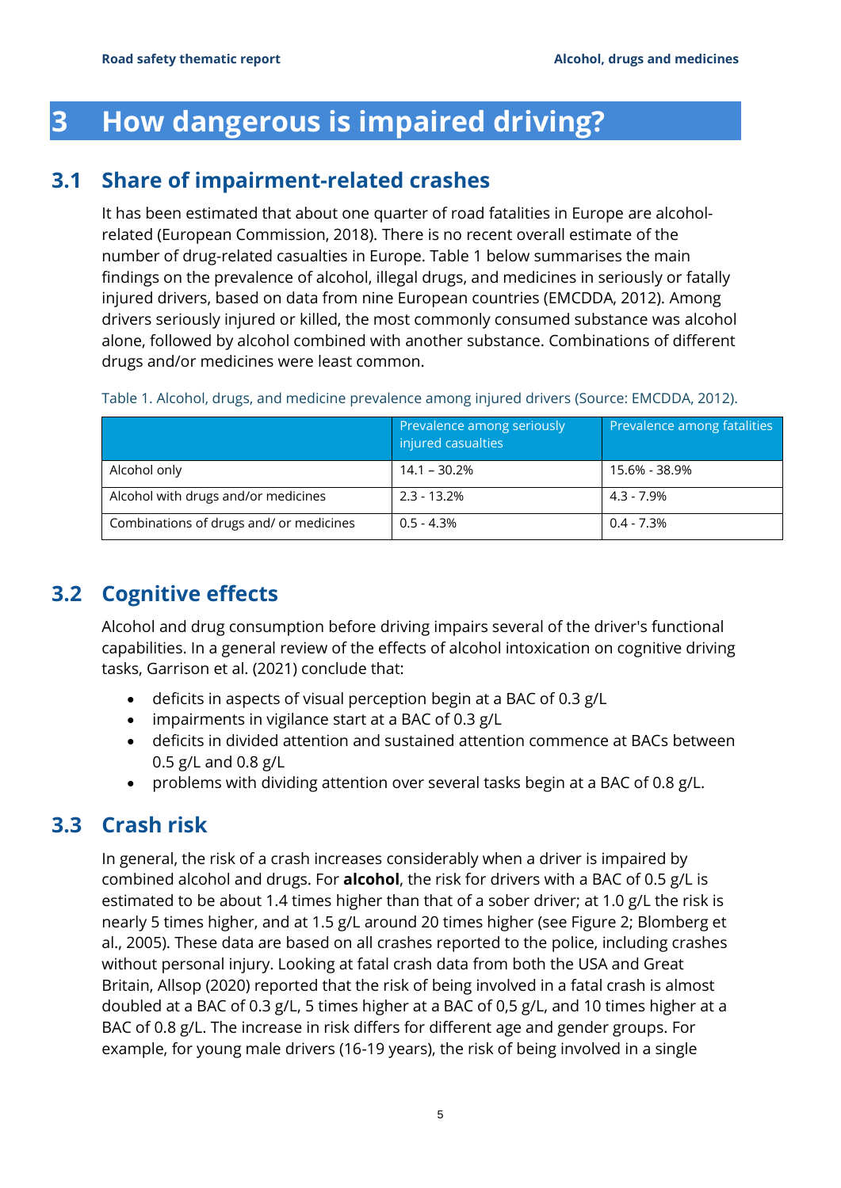# 3 How dangerous is impaired driving?

## 3.1 Share of impairment-related crashes

It has been estimated that about one quarter of road fatalities in Europe are alcohol-related (European Commission, 2018). There is no recent overall estimate of the number of drug-related casualties in Europe. Table 1 below summarises the main findings on the prevalence of alcohol, illegal drugs, and medicines in seriously or fatally injured drivers, based on data from nine European countries (EMCDDA, 2012). Among drivers seriously injured or killed, the most commonly consumed substance was alcohol alone, followed by alcohol combined with another substance. Combinations of different drugs and/or medicines were least common.

Table 1. Alcohol, drugs, and medicine prevalence among injured drivers (Source: EMCDDA, 2012).

| | Prevalence among seriously injured casualties | Prevalence among fatalities |
|---|---|---|
| Alcohol only | 14.1 – 30.2% | 15.6% - 38.9% |
| Alcohol with drugs and/or medicines | 2.3 - 13.2% | 4.3 - 7.9% |
| Combinations of drugs and/ or medicines | 0.5 - 4.3% | 0.4 - 7.3% |

## 3.2 Cognitive effects

Alcohol and drug consumption before driving impairs several of the driver's functional capabilities. In a general review of the effects of alcohol intoxication on cognitive driving tasks, Garrison et al. (2021) conclude that:

- deficits in aspects of visual perception begin at a BAC of 0.3 g/L
- impairments in vigilance start at a BAC of 0.3 g/L
- deficits in divided attention and sustained attention commence at BACs between 0.5 g/L and 0.8 g/L
- problems with dividing attention over several tasks begin at a BAC of 0.8 g/L.

## 3.3 Crash risk

In general, the risk of a crash increases considerably when a driver is impaired by combined alcohol and drugs. For **alcohol**, the risk for drivers with a BAC of 0.5 g/L is estimated to be about 1.4 times higher than that of a sober driver; at 1.0 g/L the risk is nearly 5 times higher, and at 1.5 g/L around 20 times higher (see Figure 2; Blomberg et al., 2005). These data are based on all crashes reported to the police, including crashes without personal injury. Looking at fatal crash data from both the USA and Great Britain, Allsop (2020) reported that the risk of being involved in a fatal crash is almost doubled at a BAC of 0.3 g/L, 5 times higher at a BAC of 0,5 g/L, and 10 times higher at a BAC of 0.8 g/L. The increase in risk differs for different age and gender groups. For example, for young male drivers (16-19 years), the risk of being involved in a single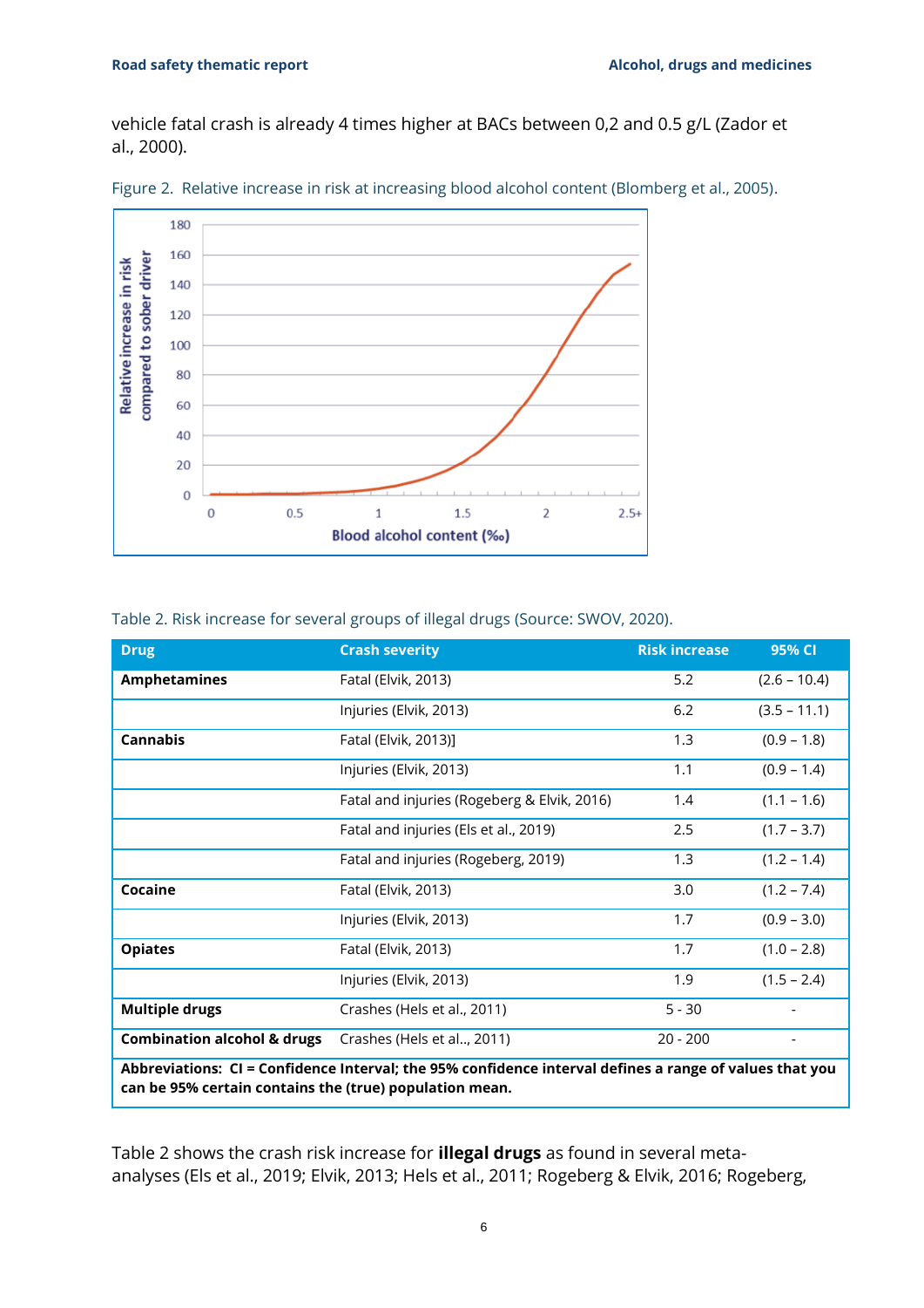vehicle fatal crash is already 4 times higher at BACs between 0,2 and 0.5 g/L (Zador et al., 2000).

Figure 2. Relative increase in risk at increasing blood alcohol content (Blomberg et al., 2005).

Table 2. Risk increase for several groups of illegal drugs (Source: SWOV, 2020).

| Drug | Crash severity | Risk increase | 95% CI |
|---|---|---|---|
| **Amphetamines** | Fatal (Elvik, 2013) | 5.2 | (2.6 – 10.4) |
| | Injuries (Elvik, 2013) | 6.2 | (3.5 – 11.1) |
| **Cannabis** | Fatal (Elvik, 2013)] | 1.3 | (0.9 – 1.8) |
| | Injuries (Elvik, 2013) | 1.1 | (0.9 – 1.4) |
| | Fatal and injuries (Rogeberg & Elvik, 2016) | 1.4 | (1.1 – 1.6) |
| | Fatal and injuries (Els et al., 2019) | 2.5 | (1.7 – 3.7) |
| | Fatal and injuries (Rogeberg, 2019) | 1.3 | (1.2 – 1.4) |
| **Cocaine** | Fatal (Elvik, 2013) | 3.0 | (1.2 – 7.4) |
| | Injuries (Elvik, 2013) | 1.7 | (0.9 – 3.0) |
| **Opiates** | Fatal (Elvik, 2013) | 1.7 | (1.0 – 2.8) |
| | Injuries (Elvik, 2013) | 1.9 | (1.5 – 2.4) |
| **Multiple drugs** | Crashes (Hels et al., 2011) | 5 - 30 | - |
| **Combination alcohol & drugs** | Crashes (Hels et al.., 2011) | 20 - 200 | - |
| **Abbreviations: CI = Confidence Interval; the 95% confidence interval defines a range of values that you can be 95% certain contains the (true) population mean.** | | | |

Table 2 shows the crash risk increase for **illegal drugs** as found in several meta-analyses (Els et al., 2019; Elvik, 2013; Hels et al., 2011; Rogeberg & Elvik, 2016; Rogeberg,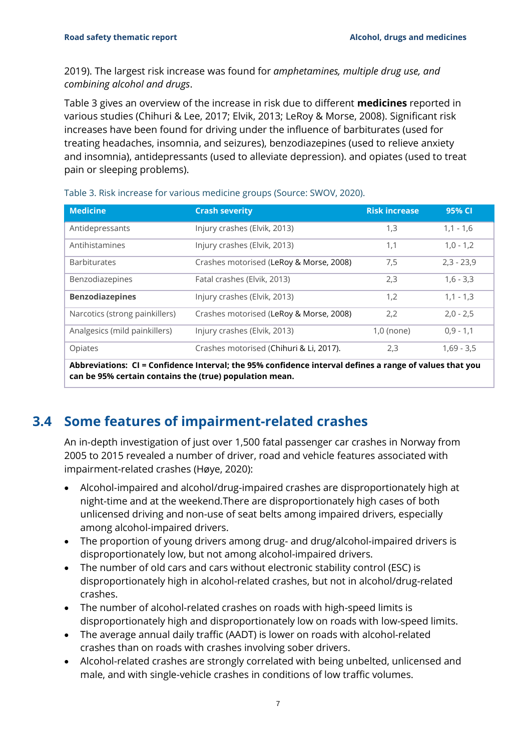2019). The largest risk increase was found for *amphetamines, multiple drug use, and combining alcohol and drugs*.

Table 3 gives an overview of the increase in risk due to different **medicines** reported in various studies (Chihuri & Lee, 2017; Elvik, 2013; LeRoy & Morse, 2008). Significant risk increases have been found for driving under the influence of barbiturates (used for treating headaches, insomnia, and seizures), benzodiazepines (used to relieve anxiety and insomnia), antidepressants (used to alleviate depression). and opiates (used to treat pain or sleeping problems).

Table 3. Risk increase for various medicine groups (Source: SWOV, 2020).

| Medicine | Crash severity | Risk increase | 95% CI |
|---|---|---|---|
| Antidepressants | Injury crashes (Elvik, 2013) | 1,3 | 1,1 - 1,6 |
| Antihistamines | Injury crashes (Elvik, 2013) | 1,1 | 1,0 - 1,2 |
| Barbiturates | Crashes motorised (LeRoy & Morse, 2008) | 7,5 | 2,3 - 23,9 |
| Benzodiazepines | Fatal crashes (Elvik, 2013) | 2,3 | 1,6 - 3,3 |
| **Benzodiazepines** | Injury crashes (Elvik, 2013) | 1,2 | 1,1 - 1,3 |
| Narcotics (strong painkillers) | Crashes motorised (LeRoy & Morse, 2008) | 2,2 | 2,0 - 2,5 |
| Analgesics (mild painkillers) | Injury crashes (Elvik, 2013) | 1,0 (none) | 0,9 - 1,1 |
| Opiates | Crashes motorised (Chihuri & Li, 2017). | 2,3 | 1,69 - 3,5 |

**Abbreviations: CI = Confidence Interval; the 95% confidence interval defines a range of values that you can be 95% certain contains the (true) population mean.**

## 3.4 Some features of impairment-related crashes

An in-depth investigation of just over 1,500 fatal passenger car crashes in Norway from 2005 to 2015 revealed a number of driver, road and vehicle features associated with impairment-related crashes (Høye, 2020):

- Alcohol-impaired and alcohol/drug-impaired crashes are disproportionately high at night-time and at the weekend.There are disproportionately high cases of both unlicensed driving and non-use of seat belts among impaired drivers, especially among alcohol-impaired drivers.
- The proportion of young drivers among drug- and drug/alcohol-impaired drivers is disproportionately low, but not among alcohol-impaired drivers.
- The number of old cars and cars without electronic stability control (ESC) is disproportionately high in alcohol-related crashes, but not in alcohol/drug-related crashes.
- The number of alcohol-related crashes on roads with high-speed limits is disproportionately high and disproportionately low on roads with low-speed limits.
- The average annual daily traffic (AADT) is lower on roads with alcohol-related crashes than on roads with crashes involving sober drivers.
- Alcohol-related crashes are strongly correlated with being unbelted, unlicensed and male, and with single-vehicle crashes in conditions of low traffic volumes.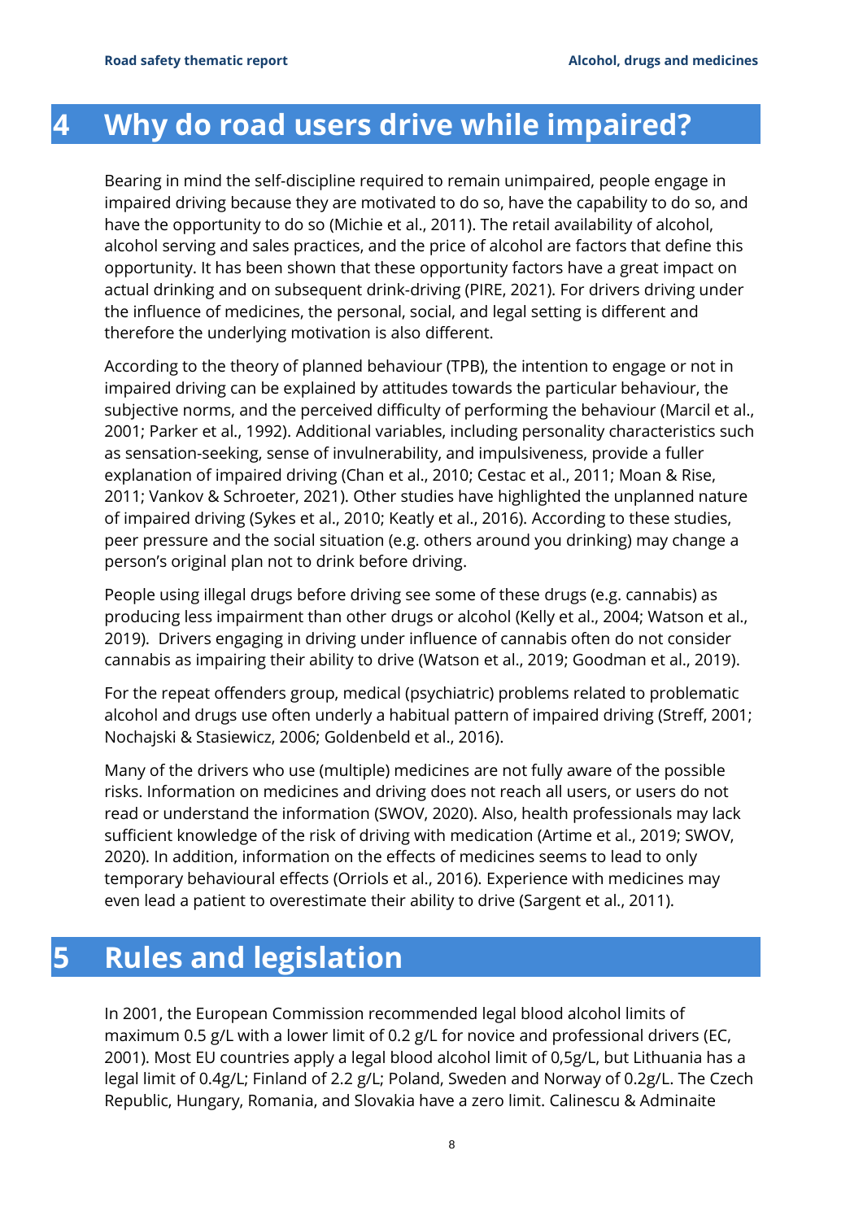# 4 Why do road users drive while impaired?

Bearing in mind the self-discipline required to remain unimpaired, people engage in impaired driving because they are motivated to do so, have the capability to do so, and have the opportunity to do so (Michie et al., 2011). The retail availability of alcohol, alcohol serving and sales practices, and the price of alcohol are factors that define this opportunity. It has been shown that these opportunity factors have a great impact on actual drinking and on subsequent drink-driving (PIRE, 2021). For drivers driving under the influence of medicines, the personal, social, and legal setting is different and therefore the underlying motivation is also different.

According to the theory of planned behaviour (TPB), the intention to engage or not in impaired driving can be explained by attitudes towards the particular behaviour, the subjective norms, and the perceived difficulty of performing the behaviour (Marcil et al., 2001; Parker et al., 1992). Additional variables, including personality characteristics such as sensation-seeking, sense of invulnerability, and impulsiveness, provide a fuller explanation of impaired driving (Chan et al., 2010; Cestac et al., 2011; Moan & Rise, 2011; Vankov & Schroeter, 2021). Other studies have highlighted the unplanned nature of impaired driving (Sykes et al., 2010; Keatly et al., 2016). According to these studies, peer pressure and the social situation (e.g. others around you drinking) may change a person's original plan not to drink before driving.

People using illegal drugs before driving see some of these drugs (e.g. cannabis) as producing less impairment than other drugs or alcohol (Kelly et al., 2004; Watson et al., 2019). Drivers engaging in driving under influence of cannabis often do not consider cannabis as impairing their ability to drive (Watson et al., 2019; Goodman et al., 2019).

For the repeat offenders group, medical (psychiatric) problems related to problematic alcohol and drugs use often underly a habitual pattern of impaired driving (Streff, 2001; Nochajski & Stasiewicz, 2006; Goldenbeld et al., 2016).

Many of the drivers who use (multiple) medicines are not fully aware of the possible risks. Information on medicines and driving does not reach all users, or users do not read or understand the information (SWOV, 2020). Also, health professionals may lack sufficient knowledge of the risk of driving with medication (Artime et al., 2019; SWOV, 2020). In addition, information on the effects of medicines seems to lead to only temporary behavioural effects (Orriols et al., 2016). Experience with medicines may even lead a patient to overestimate their ability to drive (Sargent et al., 2011).

# 5 Rules and legislation

In 2001, the European Commission recommended legal blood alcohol limits of maximum 0.5 g/L with a lower limit of 0.2 g/L for novice and professional drivers (EC, 2001). Most EU countries apply a legal blood alcohol limit of 0,5g/L, but Lithuania has a legal limit of 0.4g/L; Finland of 2.2 g/L; Poland, Sweden and Norway of 0.2g/L. The Czech Republic, Hungary, Romania, and Slovakia have a zero limit. Calinescu & Adminaite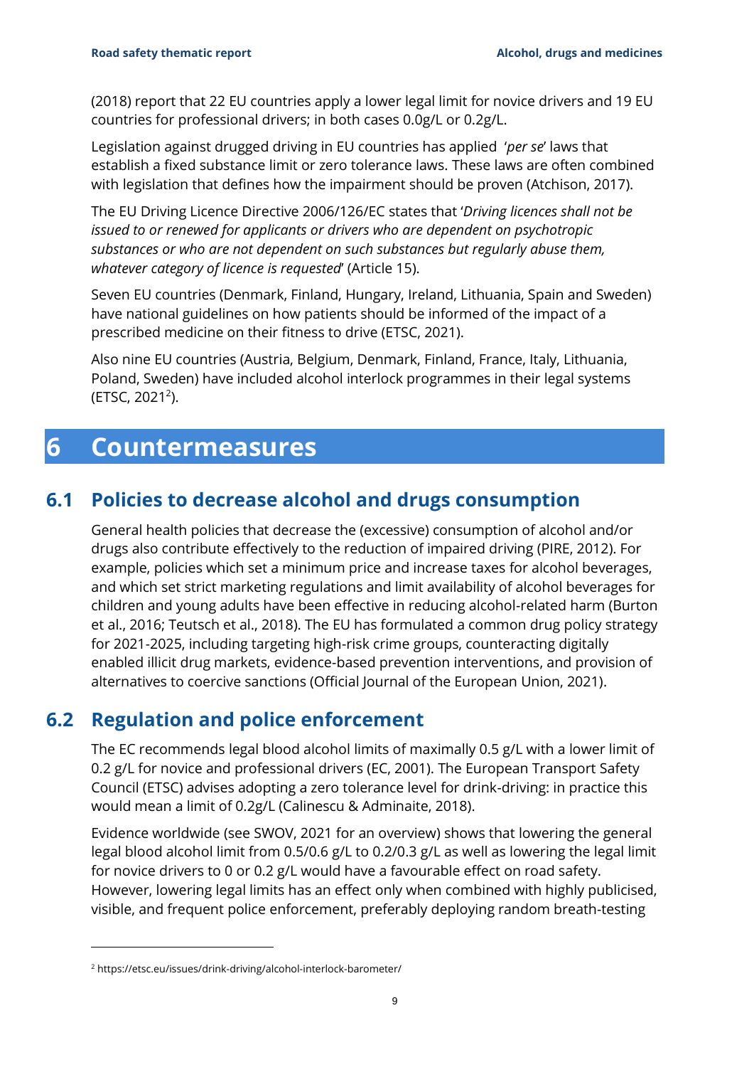(2018) report that 22 EU countries apply a lower legal limit for novice drivers and 19 EU countries for professional drivers; in both cases 0.0g/L or 0.2g/L.

Legislation against drugged driving in EU countries has applied '*per se*' laws that establish a fixed substance limit or zero tolerance laws. These laws are often combined with legislation that defines how the impairment should be proven (Atchison, 2017).

The EU Driving Licence Directive 2006/126/EC states that '*Driving licences shall not be issued to or renewed for applicants or drivers who are dependent on psychotropic substances or who are not dependent on such substances but regularly abuse them, whatever category of licence is requested*' (Article 15).

Seven EU countries (Denmark, Finland, Hungary, Ireland, Lithuania, Spain and Sweden) have national guidelines on how patients should be informed of the impact of a prescribed medicine on their fitness to drive (ETSC, 2021).

Also nine EU countries (Austria, Belgium, Denmark, Finland, France, Italy, Lithuania, Poland, Sweden) have included alcohol interlock programmes in their legal systems (ETSC, 2021[2]).

# 6 Countermeasures

## 6.1 Policies to decrease alcohol and drugs consumption

General health policies that decrease the (excessive) consumption of alcohol and/or drugs also contribute effectively to the reduction of impaired driving (PIRE, 2012). For example, policies which set a minimum price and increase taxes for alcohol beverages, and which set strict marketing regulations and limit availability of alcohol beverages for children and young adults have been effective in reducing alcohol-related harm (Burton et al., 2016; Teutsch et al., 2018). The EU has formulated a common drug policy strategy for 2021-2025, including targeting high-risk crime groups, counteracting digitally enabled illicit drug markets, evidence-based prevention interventions, and provision of alternatives to coercive sanctions (Official Journal of the European Union, 2021).

## 6.2 Regulation and police enforcement

The EC recommends legal blood alcohol limits of maximally 0.5 g/L with a lower limit of 0.2 g/L for novice and professional drivers (EC, 2001). The European Transport Safety Council (ETSC) advises adopting a zero tolerance level for drink-driving: in practice this would mean a limit of 0.2g/L (Calinescu & Adminaite, 2018).

Evidence worldwide (see SWOV, 2021 for an overview) shows that lowering the general legal blood alcohol limit from 0.5/0.6 g/L to 0.2/0.3 g/L as well as lowering the legal limit for novice drivers to 0 or 0.2 g/L would have a favourable effect on road safety. However, lowering legal limits has an effect only when combined with highly publicised, visible, and frequent police enforcement, preferably deploying random breath-testing

[2] https://etsc.eu/issues/drink-driving/alcohol-interlock-barometer/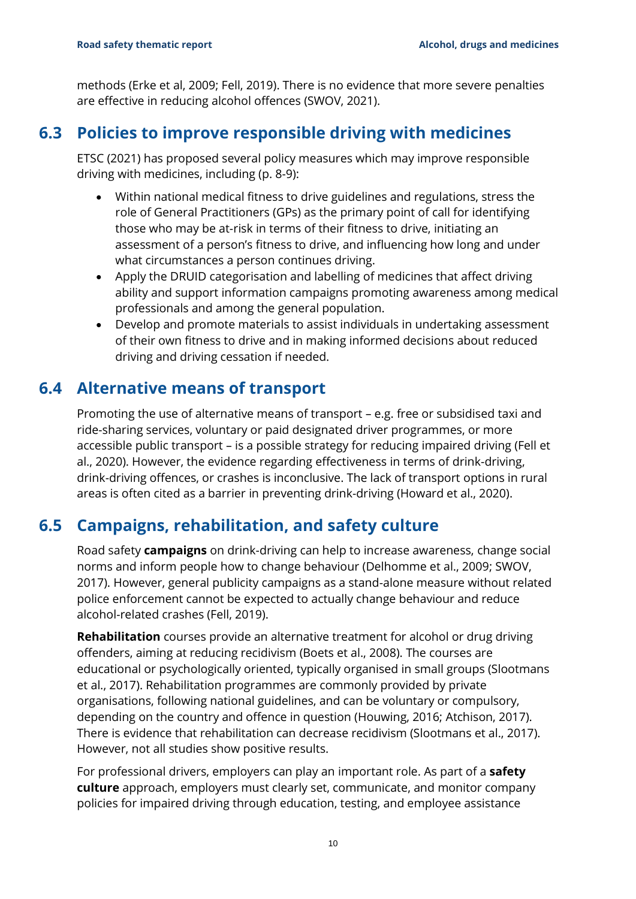methods (Erke et al, 2009; Fell, 2019). There is no evidence that more severe penalties are effective in reducing alcohol offences (SWOV, 2021).

## 6.3 Policies to improve responsible driving with medicines

ETSC (2021) has proposed several policy measures which may improve responsible driving with medicines, including (p. 8-9):

- Within national medical fitness to drive guidelines and regulations, stress the role of General Practitioners (GPs) as the primary point of call for identifying those who may be at-risk in terms of their fitness to drive, initiating an assessment of a person's fitness to drive, and influencing how long and under what circumstances a person continues driving.
- Apply the DRUID categorisation and labelling of medicines that affect driving ability and support information campaigns promoting awareness among medical professionals and among the general population.
- Develop and promote materials to assist individuals in undertaking assessment of their own fitness to drive and in making informed decisions about reduced driving and driving cessation if needed.

## 6.4 Alternative means of transport

Promoting the use of alternative means of transport – e.g. free or subsidised taxi and ride-sharing services, voluntary or paid designated driver programmes, or more accessible public transport – is a possible strategy for reducing impaired driving (Fell et al., 2020). However, the evidence regarding effectiveness in terms of drink-driving, drink-driving offences, or crashes is inconclusive. The lack of transport options in rural areas is often cited as a barrier in preventing drink-driving (Howard et al., 2020).

## 6.5 Campaigns, rehabilitation, and safety culture

Road safety **campaigns** on drink-driving can help to increase awareness, change social norms and inform people how to change behaviour (Delhomme et al., 2009; SWOV, 2017). However, general publicity campaigns as a stand-alone measure without related police enforcement cannot be expected to actually change behaviour and reduce alcohol-related crashes (Fell, 2019).

**Rehabilitation** courses provide an alternative treatment for alcohol or drug driving offenders, aiming at reducing recidivism (Boets et al., 2008). The courses are educational or psychologically oriented, typically organised in small groups (Slootmans et al., 2017). Rehabilitation programmes are commonly provided by private organisations, following national guidelines, and can be voluntary or compulsory, depending on the country and offence in question (Houwing, 2016; Atchison, 2017). There is evidence that rehabilitation can decrease recidivism (Slootmans et al., 2017). However, not all studies show positive results.

For professional drivers, employers can play an important role. As part of a **safety culture** approach, employers must clearly set, communicate, and monitor company policies for impaired driving through education, testing, and employee assistance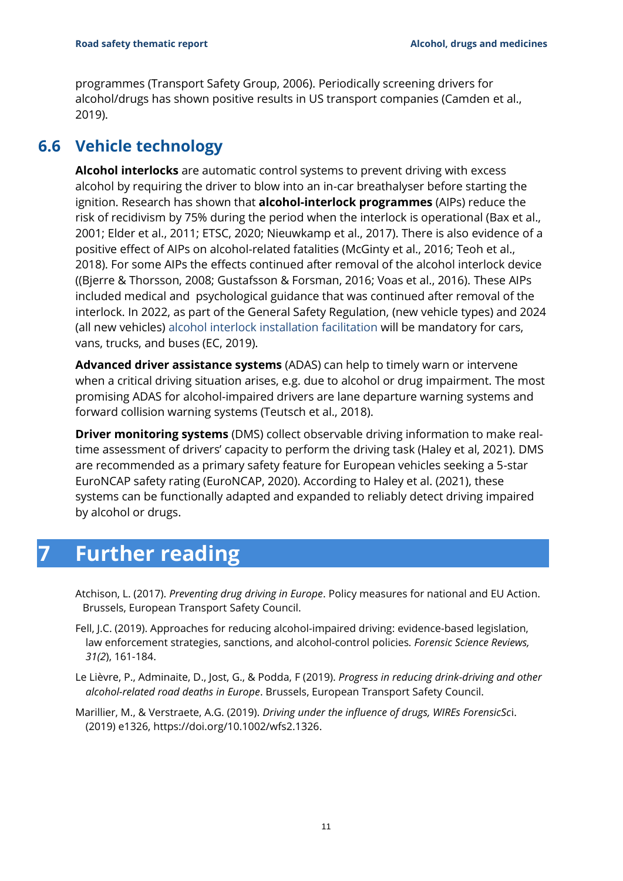programmes (Transport Safety Group, 2006). Periodically screening drivers for alcohol/drugs has shown positive results in US transport companies (Camden et al., 2019).

## 6.6 Vehicle technology

**Alcohol interlocks** are automatic control systems to prevent driving with excess alcohol by requiring the driver to blow into an in-car breathalyser before starting the ignition. Research has shown that **alcohol-interlock programmes** (AIPs) reduce the risk of recidivism by 75% during the period when the interlock is operational (Bax et al., 2001; Elder et al., 2011; ETSC, 2020; Nieuwkamp et al., 2017). There is also evidence of a positive effect of AIPs on alcohol-related fatalities (McGinty et al., 2016; Teoh et al., 2018). For some AIPs the effects continued after removal of the alcohol interlock device ((Bjerre & Thorsson, 2008; Gustafsson & Forsman, 2016; Voas et al., 2016). These AIPs included medical and psychological guidance that was continued after removal of the interlock. In 2022, as part of the General Safety Regulation, (new vehicle types) and 2024 (all new vehicles) alcohol interlock installation facilitation will be mandatory for cars, vans, trucks, and buses (EC, 2019).

**Advanced driver assistance systems** (ADAS) can help to timely warn or intervene when a critical driving situation arises, e.g. due to alcohol or drug impairment. The most promising ADAS for alcohol-impaired drivers are lane departure warning systems and forward collision warning systems (Teutsch et al., 2018).

**Driver monitoring systems** (DMS) collect observable driving information to make real-time assessment of drivers' capacity to perform the driving task (Haley et al, 2021). DMS are recommended as a primary safety feature for European vehicles seeking a 5-star EuroNCAP safety rating (EuroNCAP, 2020). According to Haley et al. (2021), these systems can be functionally adapted and expanded to reliably detect driving impaired by alcohol or drugs.

# 7 Further reading

Atchison, L. (2017). *Preventing drug driving in Europe*. Policy measures for national and EU Action. Brussels, European Transport Safety Council.

Fell, J.C. (2019). Approaches for reducing alcohol-impaired driving: evidence-based legislation, law enforcement strategies, sanctions, and alcohol-control policies. *Forensic Science Reviews, 31(2*), 161-184.

Le Lièvre, P., Adminaite, D., Jost, G., & Podda, F (2019). *Progress in reducing drink-driving and other alcohol-related road deaths in Europe*. Brussels, European Transport Safety Council.

Marillier, M., & Verstraete, A.G. (2019). *Driving under the influence of drugs, WIREs ForensicSc*i. (2019) e1326, https://doi.org/10.1002/wfs2.1326.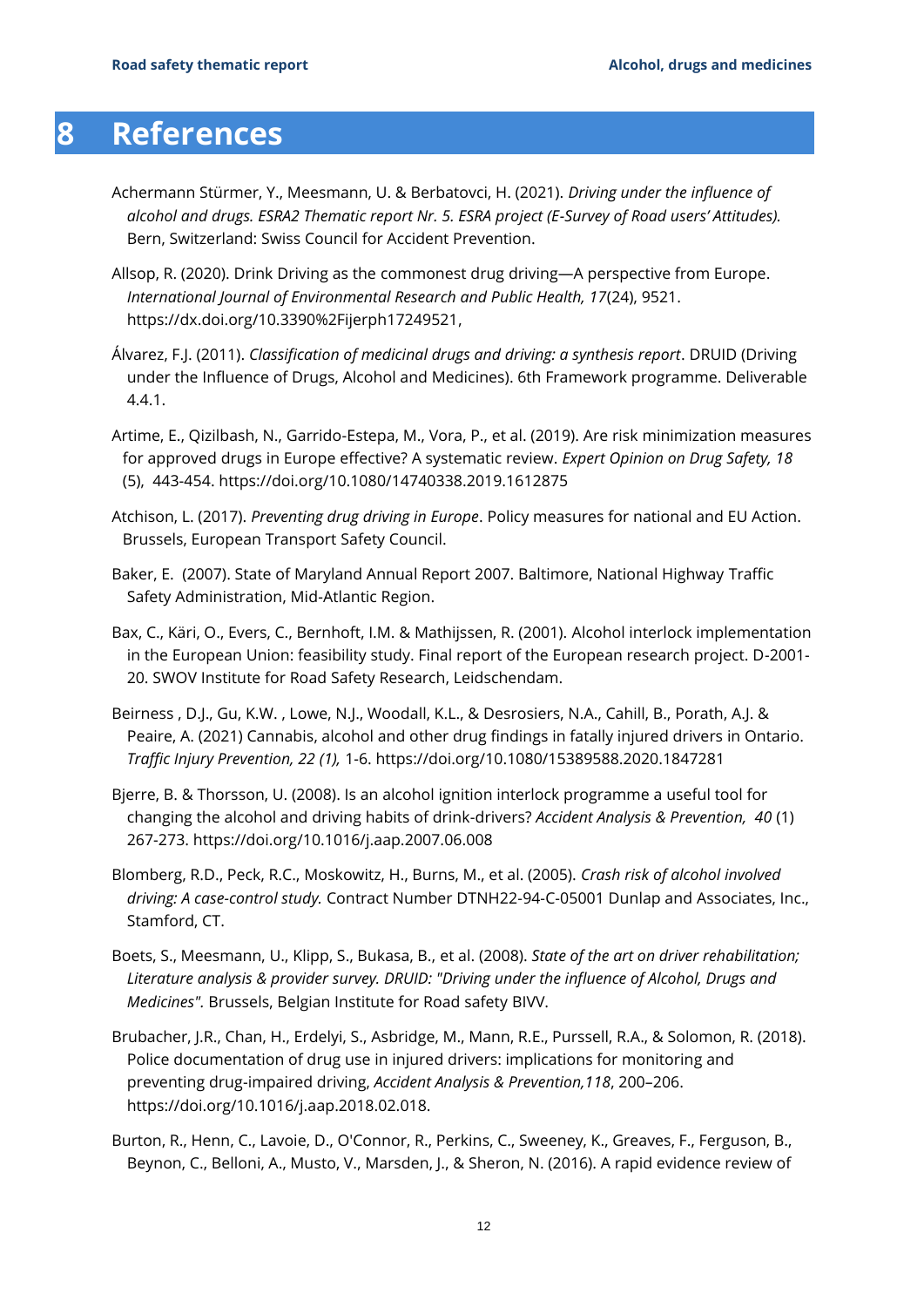# 8 References

Achermann Stürmer, Y., Meesmann, U. & Berbatovci, H. (2021). *Driving under the influence of alcohol and drugs. ESRA2 Thematic report Nr. 5. ESRA project (E-Survey of Road users' Attitudes).* Bern, Switzerland: Swiss Council for Accident Prevention.

Allsop, R. (2020). Drink Driving as the commonest drug driving—A perspective from Europe. *International Journal of Environmental Research and Public Health, 17*(24), 9521. https://dx.doi.org/10.3390%2Fijerph17249521,

Álvarez, F.J. (2011). *Classification of medicinal drugs and driving: a synthesis report*. DRUID (Driving under the Influence of Drugs, Alcohol and Medicines). 6th Framework programme. Deliverable 4.4.1.

Artime, E., Qizilbash, N., Garrido-Estepa, M., Vora, P., et al. (2019). Are risk minimization measures for approved drugs in Europe effective? A systematic review. *Expert Opinion on Drug Safety, 18* (5), 443-454. https://doi.org/10.1080/14740338.2019.1612875

Atchison, L. (2017). *Preventing drug driving in Europe*. Policy measures for national and EU Action. Brussels, European Transport Safety Council.

Baker, E. (2007). State of Maryland Annual Report 2007. Baltimore, National Highway Traffic Safety Administration, Mid-Atlantic Region.

Bax, C., Käri, O., Evers, C., Bernhoft, I.M. & Mathijssen, R. (2001). Alcohol interlock implementation in the European Union: feasibility study. Final report of the European research project. D-2001-20. SWOV Institute for Road Safety Research, Leidschendam.

Beirness , D.J., Gu, K.W. , Lowe, N.J., Woodall, K.L., & Desrosiers, N.A., Cahill, B., Porath, A.J. & Peaire, A. (2021) Cannabis, alcohol and other drug findings in fatally injured drivers in Ontario. *Traffic Injury Prevention, 22 (1),* 1-6. https://doi.org/10.1080/15389588.2020.1847281

Bjerre, B. & Thorsson, U. (2008). Is an alcohol ignition interlock programme a useful tool for changing the alcohol and driving habits of drink-drivers? *Accident Analysis & Prevention, 40* (1) 267-273. https://doi.org/10.1016/j.aap.2007.06.008

Blomberg, R.D., Peck, R.C., Moskowitz, H., Burns, M., et al. (2005). *Crash risk of alcohol involved driving: A case-control study.* Contract Number DTNH22-94-C-05001 Dunlap and Associates, Inc., Stamford, CT.

Boets, S., Meesmann, U., Klipp, S., Bukasa, B., et al. (2008). *State of the art on driver rehabilitation; Literature analysis & provider survey. DRUID: "Driving under the influence of Alcohol, Drugs and Medicines".* Brussels, Belgian Institute for Road safety BIVV.

Brubacher, J.R., Chan, H., Erdelyi, S., Asbridge, M., Mann, R.E., Purssell, R.A., & Solomon, R. (2018). Police documentation of drug use in injured drivers: implications for monitoring and preventing drug-impaired driving, *Accident Analysis & Prevention,118*, 200–206. https://doi.org/10.1016/j.aap.2018.02.018.

Burton, R., Henn, C., Lavoie, D., O'Connor, R., Perkins, C., Sweeney, K., Greaves, F., Ferguson, B., Beynon, C., Belloni, A., Musto, V., Marsden, J., & Sheron, N. (2016). A rapid evidence review of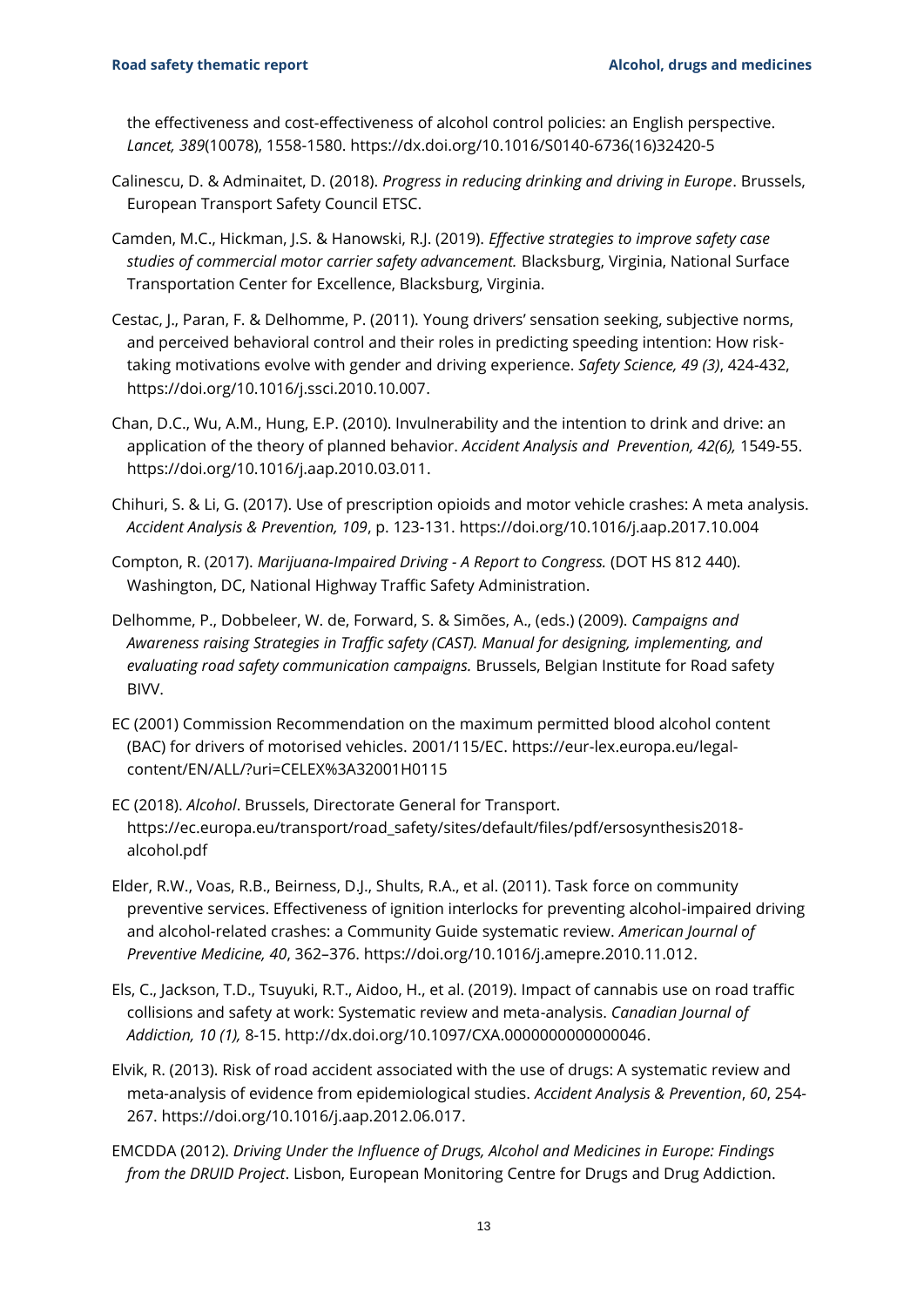the effectiveness and cost-effectiveness of alcohol control policies: an English perspective. *Lancet, 389*(10078), 1558-1580. https://dx.doi.org/10.1016/S0140-6736(16)32420-5

Calinescu, D. & Adminaitet, D. (2018). *Progress in reducing drinking and driving in Europe*. Brussels, European Transport Safety Council ETSC.

Camden, M.C., Hickman, J.S. & Hanowski, R.J. (2019). *Effective strategies to improve safety case studies of commercial motor carrier safety advancement.* Blacksburg, Virginia, National Surface Transportation Center for Excellence, Blacksburg, Virginia.

Cestac, J., Paran, F. & Delhomme, P. (2011). Young drivers' sensation seeking, subjective norms, and perceived behavioral control and their roles in predicting speeding intention: How risk-taking motivations evolve with gender and driving experience. *Safety Science, 49 (3)*, 424-432, https://doi.org/10.1016/j.ssci.2010.10.007.

Chan, D.C., Wu, A.M., Hung, E.P. (2010). Invulnerability and the intention to drink and drive: an application of the theory of planned behavior. *Accident Analysis and Prevention, 42(6),* 1549-55. https://doi.org/10.1016/j.aap.2010.03.011.

Chihuri, S. & Li, G. (2017). Use of prescription opioids and motor vehicle crashes: A meta analysis. *Accident Analysis & Prevention, 109*, p. 123-131. https://doi.org/10.1016/j.aap.2017.10.004

Compton, R. (2017). *Marijuana-Impaired Driving - A Report to Congress.* (DOT HS 812 440). Washington, DC, National Highway Traffic Safety Administration.

Delhomme, P., Dobbeleer, W. de, Forward, S. & Simões, A., (eds.) (2009). *Campaigns and Awareness raising Strategies in Traffic safety (CAST). Manual for designing, implementing, and evaluating road safety communication campaigns.* Brussels, Belgian Institute for Road safety BIVV.

EC (2001) Commission Recommendation on the maximum permitted blood alcohol content (BAC) for drivers of motorised vehicles. 2001/115/EC. https://eur-lex.europa.eu/legal-content/EN/ALL/?uri=CELEX%3A32001H0115

EC (2018). *Alcohol*. Brussels, Directorate General for Transport. https://ec.europa.eu/transport/road_safety/sites/default/files/pdf/ersosynthesis2018-alcohol.pdf

Elder, R.W., Voas, R.B., Beirness, D.J., Shults, R.A., et al. (2011). Task force on community preventive services. Effectiveness of ignition interlocks for preventing alcohol-impaired driving and alcohol-related crashes: a Community Guide systematic review. *American Journal of Preventive Medicine, 40*, 362–376. https://doi.org/10.1016/j.amepre.2010.11.012.

Els, C., Jackson, T.D., Tsuyuki, R.T., Aidoo, H., et al. (2019). Impact of cannabis use on road traffic collisions and safety at work: Systematic review and meta-analysis. *Canadian Journal of Addiction, 10 (1),* 8-15. http://dx.doi.org/10.1097/CXA.0000000000000046.

Elvik, R. (2013). Risk of road accident associated with the use of drugs: A systematic review and meta-analysis of evidence from epidemiological studies. *Accident Analysis & Prevention*, *60*, 254-267. https://doi.org/10.1016/j.aap.2012.06.017.

EMCDDA (2012). *Driving Under the Influence of Drugs, Alcohol and Medicines in Europe: Findings from the DRUID Project*. Lisbon, European Monitoring Centre for Drugs and Drug Addiction.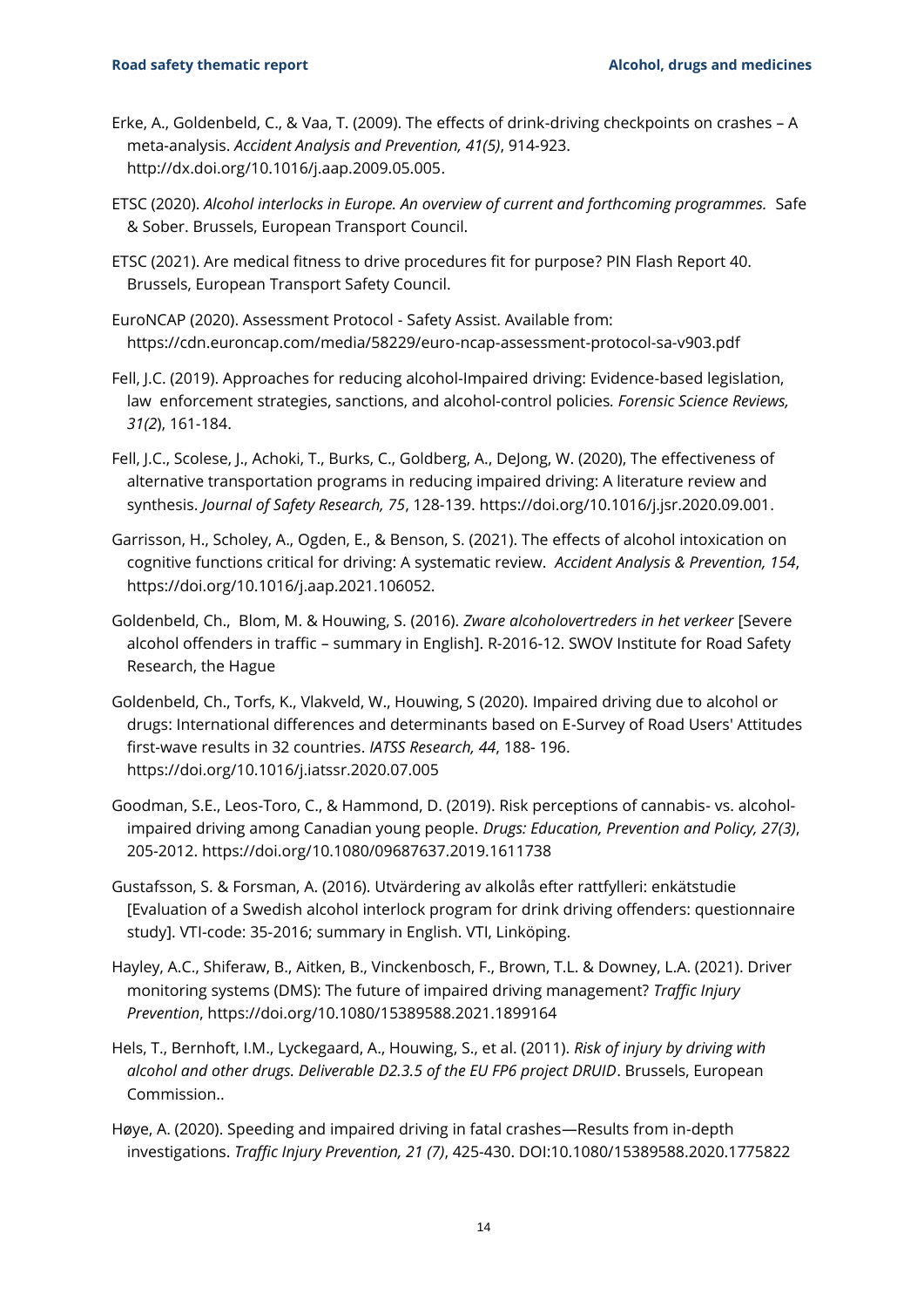Erke, A., Goldenbeld, C., & Vaa, T. (2009). The effects of drink-driving checkpoints on crashes – A meta-analysis. *Accident Analysis and Prevention, 41(5)*, 914-923. http://dx.doi.org/10.1016/j.aap.2009.05.005.

ETSC (2020). *Alcohol interlocks in Europe. An overview of current and forthcoming programmes.* Safe & Sober. Brussels, European Transport Council.

ETSC (2021). Are medical fitness to drive procedures fit for purpose? PIN Flash Report 40. Brussels, European Transport Safety Council.

EuroNCAP (2020). Assessment Protocol - Safety Assist. Available from: https://cdn.euroncap.com/media/58229/euro-ncap-assessment-protocol-sa-v903.pdf

Fell, J.C. (2019). Approaches for reducing alcohol-Impaired driving: Evidence-based legislation, law enforcement strategies, sanctions, and alcohol-control policies*. Forensic Science Reviews, 31(2*), 161-184.

Fell, J.C., Scolese, J., Achoki, T., Burks, C., Goldberg, A., DeJong, W. (2020), The effectiveness of alternative transportation programs in reducing impaired driving: A literature review and synthesis. *Journal of Safety Research, 75*, 128-139. https://doi.org/10.1016/j.jsr.2020.09.001.

Garrisson, H., Scholey, A., Ogden, E., & Benson, S. (2021). The effects of alcohol intoxication on cognitive functions critical for driving: A systematic review. *Accident Analysis & Prevention, 154*, https://doi.org/10.1016/j.aap.2021.106052.

Goldenbeld, Ch., Blom, M. & Houwing, S. (2016). *Zware alcoholovertreders in het verkeer* [Severe alcohol offenders in traffic – summary in English]. R-2016-12. SWOV Institute for Road Safety Research, the Hague

Goldenbeld, Ch., Torfs, K., Vlakveld, W., Houwing, S (2020). Impaired driving due to alcohol or drugs: International differences and determinants based on E-Survey of Road Users' Attitudes first-wave results in 32 countries. *IATSS Research, 44*, 188- 196. https://doi.org/10.1016/j.iatssr.2020.07.005

Goodman, S.E., Leos-Toro, C., & Hammond, D. (2019). Risk perceptions of cannabis- vs. alcohol-impaired driving among Canadian young people. *Drugs: Education, Prevention and Policy, 27(3)*, 205-2012. https://doi.org/10.1080/09687637.2019.1611738

Gustafsson, S. & Forsman, A. (2016). Utvärdering av alkolås efter rattfylleri: enkätstudie [Evaluation of a Swedish alcohol interlock program for drink driving offenders: questionnaire study]. VTI-code: 35-2016; summary in English. VTI, Linköping.

Hayley, A.C., Shiferaw, B., Aitken, B., Vinckenbosch, F., Brown, T.L. & Downey, L.A. (2021). Driver monitoring systems (DMS): The future of impaired driving management? *Traffic Injury Prevention*, https://doi.org/10.1080/15389588.2021.1899164

Hels, T., Bernhoft, I.M., Lyckegaard, A., Houwing, S., et al. (2011). *Risk of injury by driving with alcohol and other drugs. Deliverable D2.3.5 of the EU FP6 project DRUID*. Brussels, European Commission..

Høye, A. (2020). Speeding and impaired driving in fatal crashes—Results from in-depth investigations. *Traffic Injury Prevention, 21 (7)*, 425-430. DOI:10.1080/15389588.2020.1775822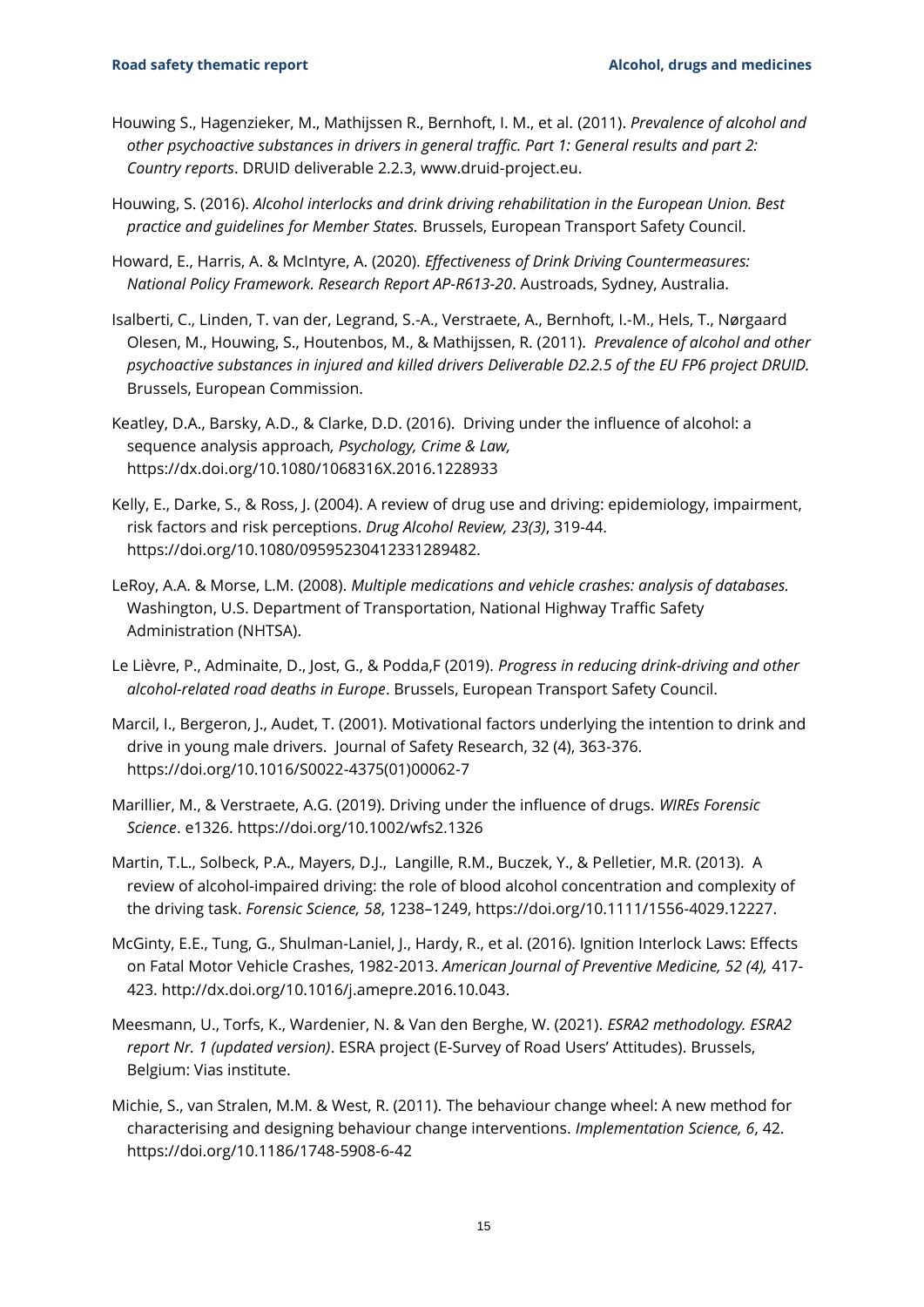Houwing S., Hagenzieker, M., Mathijssen R., Bernhoft, I. M., et al. (2011). *Prevalence of alcohol and other psychoactive substances in drivers in general traffic. Part 1: General results and part 2: Country reports*. DRUID deliverable 2.2.3, www.druid-project.eu.

Houwing, S. (2016). *Alcohol interlocks and drink driving rehabilitation in the European Union. Best practice and guidelines for Member States.* Brussels, European Transport Safety Council.

Howard, E., Harris, A. & McIntyre, A. (2020). *Effectiveness of Drink Driving Countermeasures: National Policy Framework. Research Report AP-R613-20*. Austroads, Sydney, Australia.

Isalberti, C., Linden, T. van der, Legrand, S.-A., Verstraete, A., Bernhoft, I.-M., Hels, T., Nørgaard Olesen, M., Houwing, S., Houtenbos, M., & Mathijssen, R. (2011). *Prevalence of alcohol and other psychoactive substances in injured and killed drivers Deliverable D2.2.5 of the EU FP6 project DRUID.* Brussels, European Commission.

Keatley, D.A., Barsky, A.D., & Clarke, D.D. (2016). Driving under the influence of alcohol: a sequence analysis approach*, Psychology, Crime & Law,* https://dx.doi.org/10.1080/1068316X.2016.1228933

Kelly, E., Darke, S., & Ross, J. (2004). A review of drug use and driving: epidemiology, impairment, risk factors and risk perceptions. *Drug Alcohol Review, 23(3)*, 319-44. https://doi.org/10.1080/09595230412331289482.

LeRoy, A.A. & Morse, L.M. (2008). *Multiple medications and vehicle crashes: analysis of databases.* Washington, U.S. Department of Transportation, National Highway Traffic Safety Administration (NHTSA).

Le Lièvre, P., Adminaite, D., Jost, G., & Podda,F (2019). *Progress in reducing drink-driving and other alcohol-related road deaths in Europe*. Brussels, European Transport Safety Council.

Marcil, I., Bergeron, J., Audet, T. (2001). Motivational factors underlying the intention to drink and drive in young male drivers. Journal of Safety Research, 32 (4), 363-376. https://doi.org/10.1016/S0022-4375(01)00062-7

Marillier, M., & Verstraete, A.G. (2019). Driving under the influence of drugs. *WIREs Forensic Science*. e1326. https://doi.org/10.1002/wfs2.1326

Martin, T.L., Solbeck, P.A., Mayers, D.J., Langille, R.M., Buczek, Y., & Pelletier, M.R. (2013). A review of alcohol-impaired driving: the role of blood alcohol concentration and complexity of the driving task. *Forensic Science, 58*, 1238–1249, https://doi.org/10.1111/1556-4029.12227.

McGinty, E.E., Tung, G., Shulman-Laniel, J., Hardy, R., et al. (2016). Ignition Interlock Laws: Effects on Fatal Motor Vehicle Crashes, 1982-2013. *American Journal of Preventive Medicine, 52 (4),* 417-423. http://dx.doi.org/10.1016/j.amepre.2016.10.043.

Meesmann, U., Torfs, K., Wardenier, N. & Van den Berghe, W. (2021). *ESRA2 methodology. ESRA2 report Nr. 1 (updated version)*. ESRA project (E-Survey of Road Users' Attitudes). Brussels, Belgium: Vias institute.

Michie, S., van Stralen, M.M. & West, R. (2011). The behaviour change wheel: A new method for characterising and designing behaviour change interventions. *Implementation Science, 6*, 42. https://doi.org/10.1186/1748-5908-6-42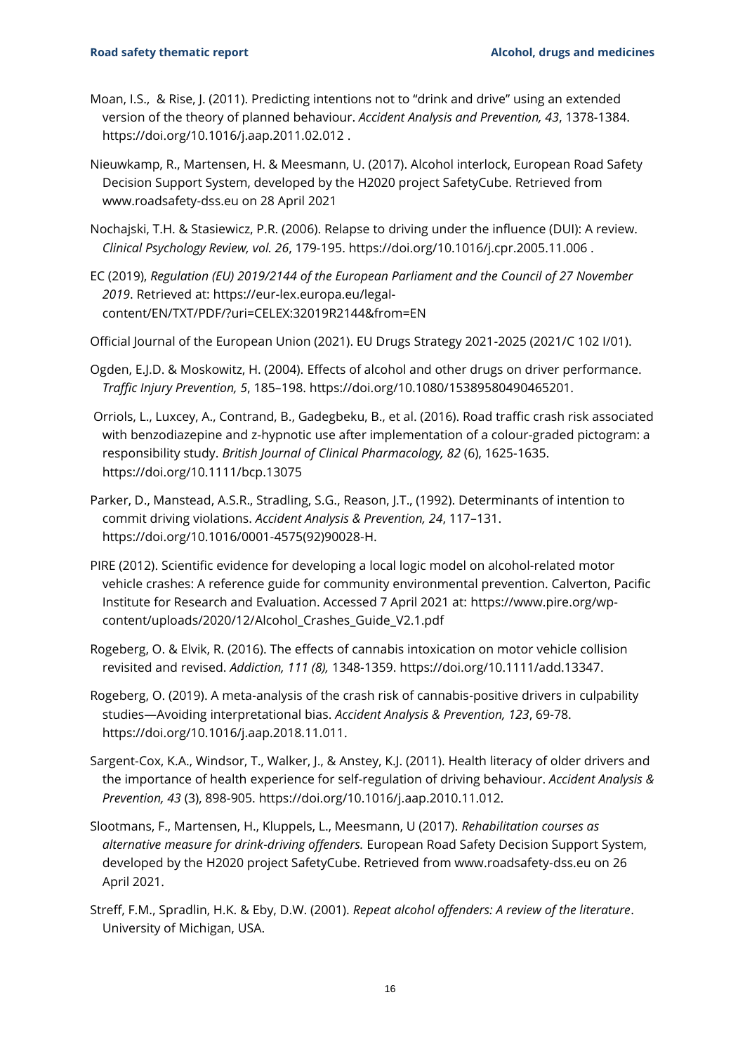Moan, I.S., & Rise, J. (2011). Predicting intentions not to “drink and drive” using an extended version of the theory of planned behaviour. *Accident Analysis and Prevention, 43*, 1378-1384. https://doi.org/10.1016/j.aap.2011.02.012 .

Nieuwkamp, R., Martensen, H. & Meesmann, U. (2017). Alcohol interlock, European Road Safety Decision Support System, developed by the H2020 project SafetyCube. Retrieved from www.roadsafety-dss.eu on 28 April 2021

Nochajski, T.H. & Stasiewicz, P.R. (2006). Relapse to driving under the influence (DUI): A review. *Clinical Psychology Review, vol. 26*, 179-195. https://doi.org/10.1016/j.cpr.2005.11.006 .

EC (2019), *Regulation (EU) 2019/2144 of the European Parliament and the Council of 27 November 2019*. Retrieved at: https://eur-lex.europa.eu/legal-content/EN/TXT/PDF/?uri=CELEX:32019R2144&from=EN

Official Journal of the European Union (2021). EU Drugs Strategy 2021-2025 (2021/C 102 I/01).

Ogden, E.J.D. & Moskowitz, H. (2004). Effects of alcohol and other drugs on driver performance. *Traffic Injury Prevention, 5*, 185–198. https://doi.org/10.1080/15389580490465201.

Orriols, L., Luxcey, A., Contrand, B., Gadegbeku, B., et al. (2016). Road traffic crash risk associated with benzodiazepine and z-hypnotic use after implementation of a colour-graded pictogram: a responsibility study. *British Journal of Clinical Pharmacology, 82* (6), 1625-1635. https://doi.org/10.1111/bcp.13075

Parker, D., Manstead, A.S.R., Stradling, S.G., Reason, J.T., (1992). Determinants of intention to commit driving violations. *Accident Analysis & Prevention, 24*, 117–131. https://doi.org/10.1016/0001-4575(92)90028-H.

PIRE (2012). Scientific evidence for developing a local logic model on alcohol-related motor vehicle crashes: A reference guide for community environmental prevention. Calverton, Pacific Institute for Research and Evaluation. Accessed 7 April 2021 at: https://www.pire.org/wp-content/uploads/2020/12/Alcohol_Crashes_Guide_V2.1.pdf

Rogeberg, O. & Elvik, R. (2016). The effects of cannabis intoxication on motor vehicle collision revisited and revised. *Addiction, 111 (8),* 1348-1359. https://doi.org/10.1111/add.13347.

Rogeberg, O. (2019). A meta-analysis of the crash risk of cannabis-positive drivers in culpability studies—Avoiding interpretational bias. *Accident Analysis & Prevention, 123*, 69-78. https://doi.org/10.1016/j.aap.2018.11.011.

Sargent-Cox, K.A., Windsor, T., Walker, J., & Anstey, K.J. (2011). Health literacy of older drivers and the importance of health experience for self-regulation of driving behaviour. *Accident Analysis & Prevention, 43* (3), 898-905. https://doi.org/10.1016/j.aap.2010.11.012.

Slootmans, F., Martensen, H., Kluppels, L., Meesmann, U (2017). *Rehabilitation courses as alternative measure for drink-driving offenders.* European Road Safety Decision Support System, developed by the H2020 project SafetyCube. Retrieved from www.roadsafety-dss.eu on 26 April 2021.

Streff, F.M., Spradlin, H.K. & Eby, D.W. (2001). *Repeat alcohol offenders: A review of the literature*. University of Michigan, USA.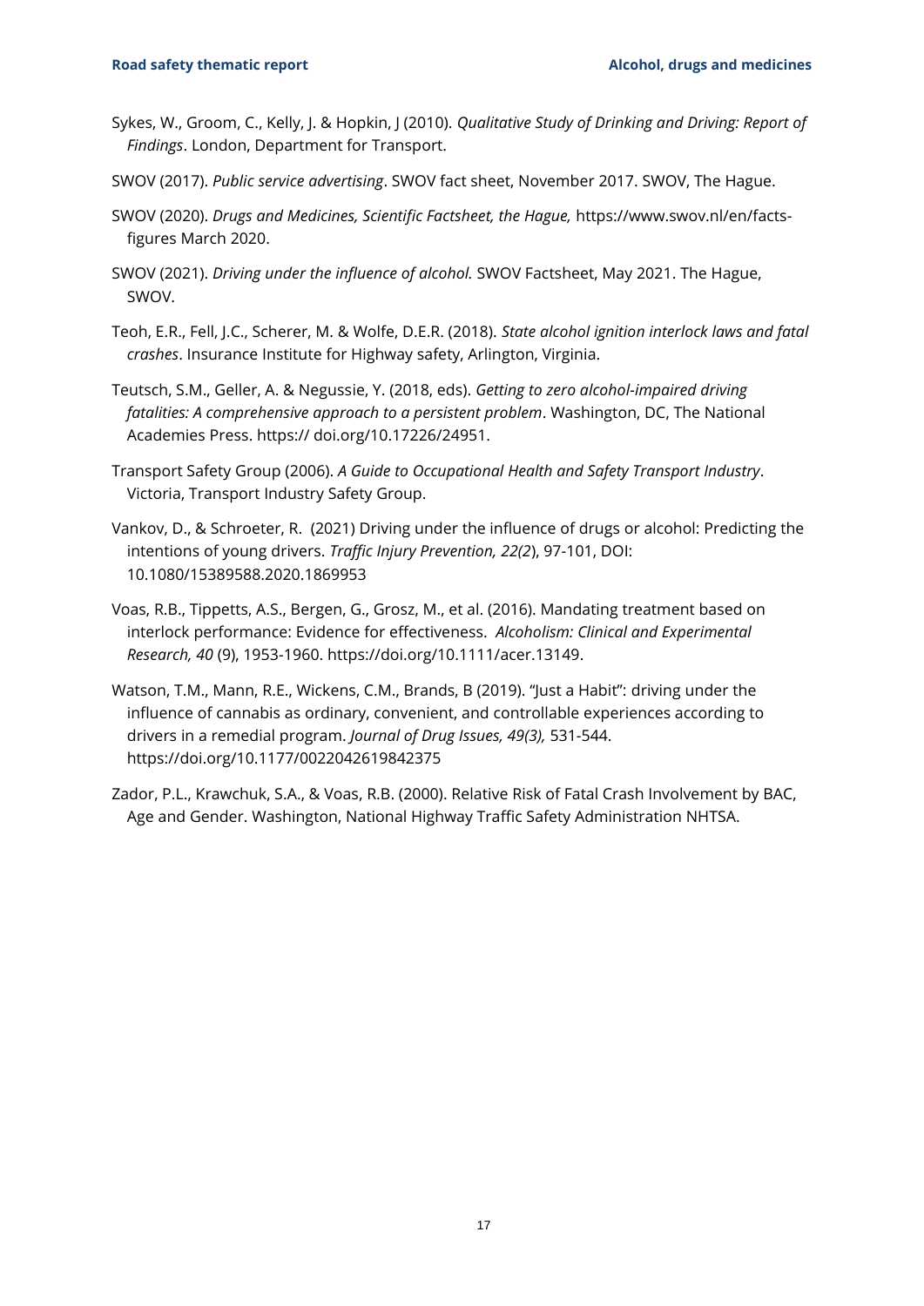Sykes, W., Groom, C., Kelly, J. & Hopkin, J (2010). *Qualitative Study of Drinking and Driving: Report of Findings*. London, Department for Transport.

SWOV (2017). *Public service advertising*. SWOV fact sheet, November 2017. SWOV, The Hague.

SWOV (2020). *Drugs and Medicines, Scientific Factsheet, the Hague,* https://www.swov.nl/en/facts-figures March 2020.

SWOV (2021). *Driving under the influence of alcohol.* SWOV Factsheet, May 2021. The Hague, SWOV.

Teoh, E.R., Fell, J.C., Scherer, M. & Wolfe, D.E.R. (2018). *State alcohol ignition interlock laws and fatal crashes*. Insurance Institute for Highway safety, Arlington, Virginia.

Teutsch, S.M., Geller, A. & Negussie, Y. (2018, eds). *Getting to zero alcohol-impaired driving fatalities: A comprehensive approach to a persistent problem*. Washington, DC, The National Academies Press. https:// doi.org/10.17226/24951.

Transport Safety Group (2006). *A Guide to Occupational Health and Safety Transport Industry*. Victoria, Transport Industry Safety Group.

Vankov, D., & Schroeter, R. (2021) Driving under the influence of drugs or alcohol: Predicting the intentions of young drivers. *Traffic Injury Prevention, 22(2*), 97-101, DOI: 10.1080/15389588.2020.1869953

Voas, R.B., Tippetts, A.S., Bergen, G., Grosz, M., et al. (2016). Mandating treatment based on interlock performance: Evidence for effectiveness. *Alcoholism: Clinical and Experimental Research, 40* (9), 1953-1960. https://doi.org/10.1111/acer.13149.

Watson, T.M., Mann, R.E., Wickens, C.M., Brands, B (2019). "Just a Habit": driving under the influence of cannabis as ordinary, convenient, and controllable experiences according to drivers in a remedial program. *Journal of Drug Issues, 49(3),* 531-544. https://doi.org/10.1177/0022042619842375

Zador, P.L., Krawchuk, S.A., & Voas, R.B. (2000). Relative Risk of Fatal Crash Involvement by BAC, Age and Gender. Washington, National Highway Traffic Safety Administration NHTSA.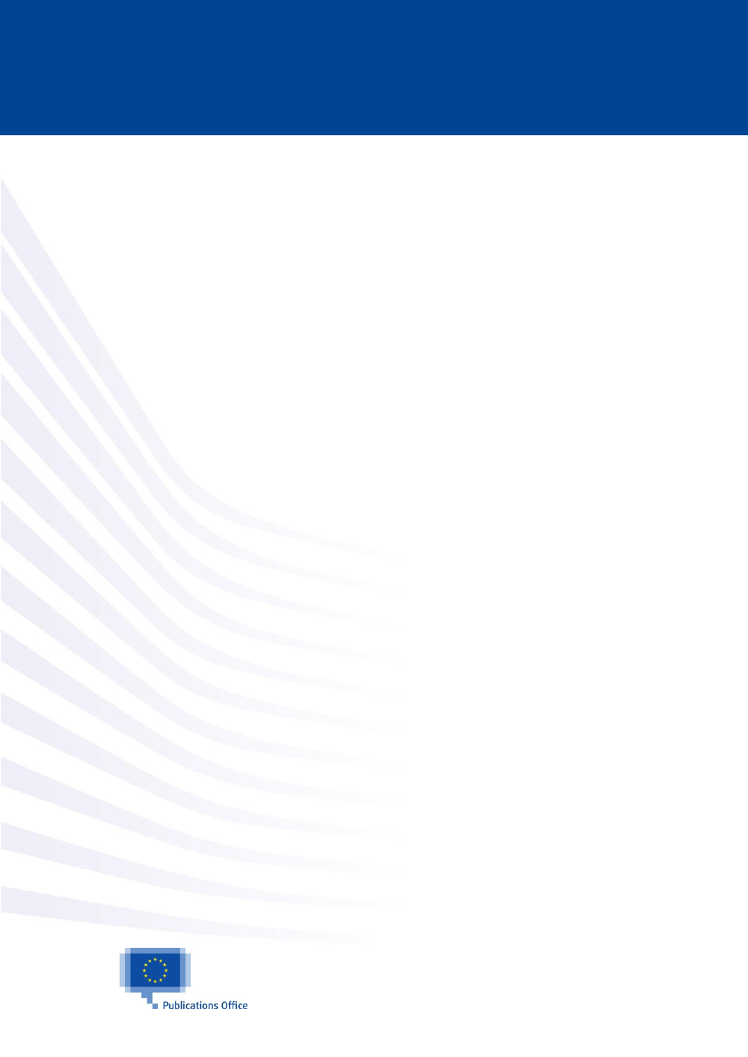Publications Office